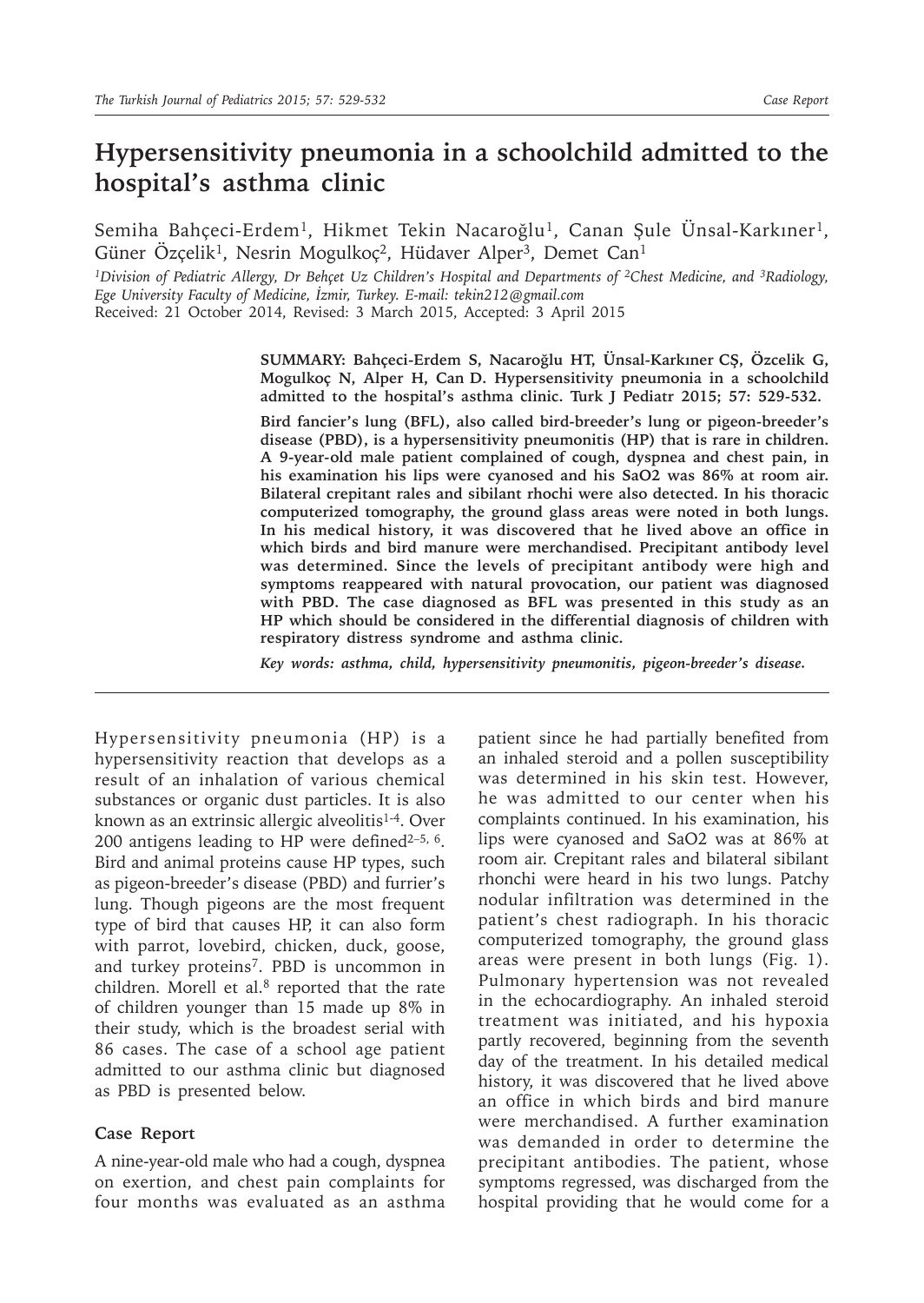# Hypersensitivity pneumonia in a schoolchild admitted to the hospital's asthma clinic

Semiha Bahçeci-Erdem[1], Hikmet Tekin Nacaroğlu[1], Canan Şule Ünsal-Karkıner[1], Güner Özçelik[1], Nesrin Mogulkoç[2], Hüdaver Alper[3], Demet Can[1]

[1]Division of Pediatric Allergy, Dr Behçet Uz Children's Hospital and Departments of [2]Chest Medicine, and [3]Radiology, Ege University Faculty of Medicine, İzmir, Turkey. E-mail: tekin212@gmail.com

Received: 21 October 2014, Revised: 3 March 2015, Accepted: 3 April 2015

**SUMMARY: Bahçeci-Erdem S, Nacaroğlu HT, Ünsal-Karkıner CŞ, Özcelik G, Mogulkoç N, Alper H, Can D. Hypersensitivity pneumonia in a schoolchild admitted to the hospital's asthma clinic. Turk J Pediatr 2015; 57: 529-532.**

**Bird fancier's lung (BFL), also called bird-breeder's lung or pigeon-breeder's disease (PBD), is a hypersensitivity pneumonitis (HP) that is rare in children. A 9-year-old male patient complained of cough, dyspnea and chest pain, in his examination his lips were cyanosed and his SaO2 was 86% at room air. Bilateral crepitant rales and sibilant rhochi were also detected. In his thoracic computerized tomography, the ground glass areas were noted in both lungs. In his medical history, it was discovered that he lived above an office in which birds and bird manure were merchandised. Precipitant antibody level was determined. Since the levels of precipitant antibody were high and symptoms reappeared with natural provocation, our patient was diagnosed with PBD. The case diagnosed as BFL was presented in this study as an HP which should be considered in the differential diagnosis of children with respiratory distress syndrome and asthma clinic.**

*Key words: asthma, child, hypersensitivity pneumonitis, pigeon-breeder's disease.*

Hypersensitivity pneumonia (HP) is a hypersensitivity reaction that develops as a result of an inhalation of various chemical substances or organic dust particles. It is also known as an extrinsic allergic alveolitis[1-4]. Over 200 antigens leading to HP were defined[2–5, 6]. Bird and animal proteins cause HP types, such as pigeon-breeder's disease (PBD) and furrier's lung. Though pigeons are the most frequent type of bird that causes HP, it can also form with parrot, lovebird, chicken, duck, goose, and turkey proteins[7]. PBD is uncommon in children. Morell et al.[8] reported that the rate of children younger than 15 made up 8% in their study, which is the broadest serial with 86 cases. The case of a school age patient admitted to our asthma clinic but diagnosed as PBD is presented below.

## Case Report

A nine-year-old male who had a cough, dyspnea on exertion, and chest pain complaints for four months was evaluated as an asthma patient since he had partially benefited from an inhaled steroid and a pollen susceptibility was determined in his skin test. However, he was admitted to our center when his complaints continued. In his examination, his lips were cyanosed and SaO2 was at 86% at room air. Crepitant rales and bilateral sibilant rhonchi were heard in his two lungs. Patchy nodular infiltration was determined in the patient's chest radiograph. In his thoracic computerized tomography, the ground glass areas were present in both lungs (Fig. 1). Pulmonary hypertension was not revealed in the echocardiography. An inhaled steroid treatment was initiated, and his hypoxia partly recovered, beginning from the seventh day of the treatment. In his detailed medical history, it was discovered that he lived above an office in which birds and bird manure were merchandised. A further examination was demanded in order to determine the precipitant antibodies. The patient, whose symptoms regressed, was discharged from the hospital providing that he would come for a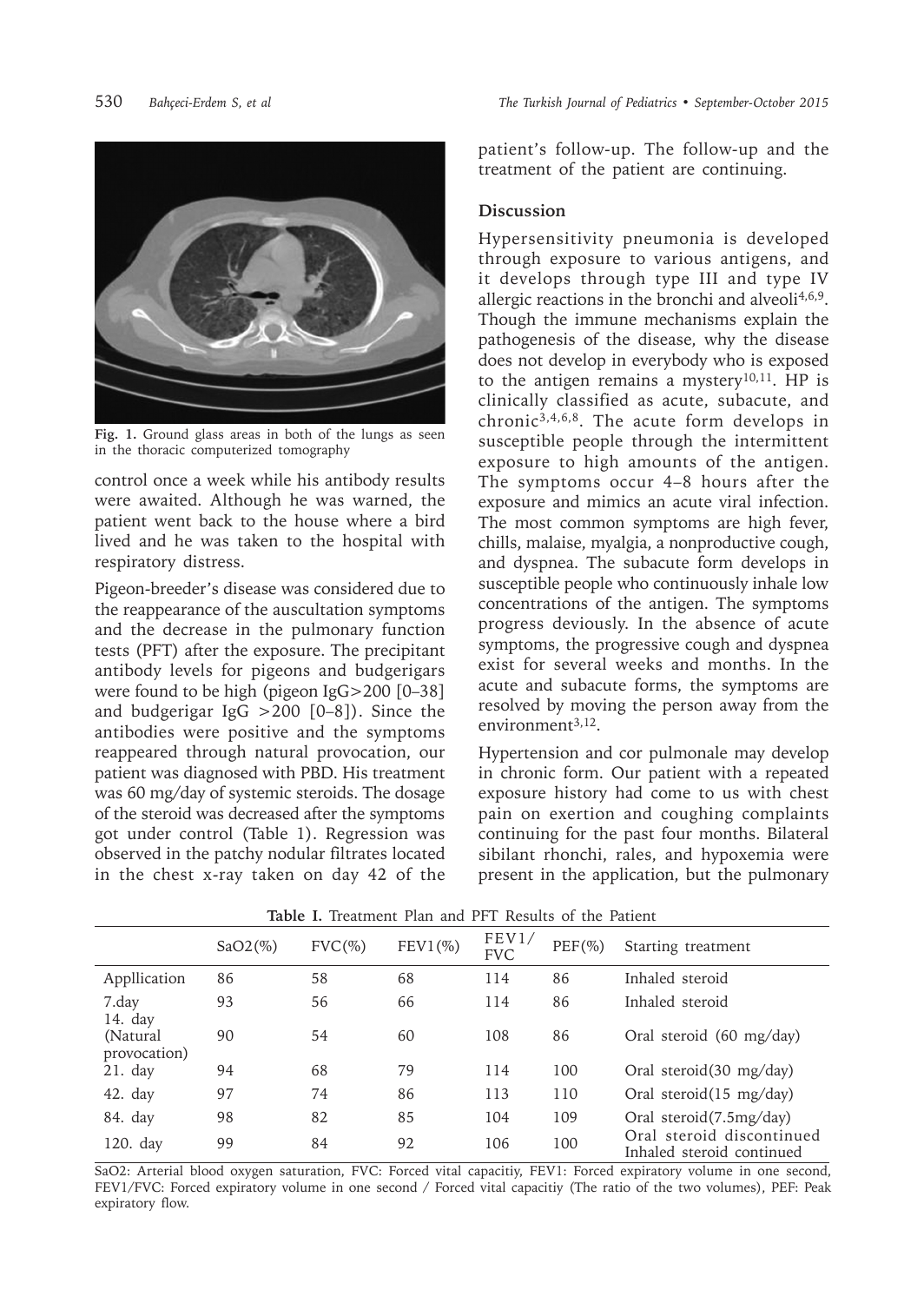Fig. 1. Ground glass areas in both of the lungs as seen in the thoracic computerized tomography

control once a week while his antibody results were awaited. Although he was warned, the patient went back to the house where a bird lived and he was taken to the hospital with respiratory distress.

Pigeon-breeder's disease was considered due to the reappearance of the auscultation symptoms and the decrease in the pulmonary function tests (PFT) after the exposure. The precipitant antibody levels for pigeons and budgerigars were found to be high (pigeon IgG>200 [0–38] and budgerigar IgG >200 [0–8]). Since the antibodies were positive and the symptoms reappeared through natural provocation, our patient was diagnosed with PBD. His treatment was 60 mg/day of systemic steroids. The dosage of the steroid was decreased after the symptoms got under control (Table 1). Regression was observed in the patchy nodular filtrates located in the chest x-ray taken on day 42 of the patient's follow-up. The follow-up and the treatment of the patient are continuing.

## Discussion

Hypersensitivity pneumonia is developed through exposure to various antigens, and it develops through type III and type IV allergic reactions in the bronchi and alveoli[4,6,9]. Though the immune mechanisms explain the pathogenesis of the disease, why the disease does not develop in everybody who is exposed to the antigen remains a mystery[10,11]. HP is clinically classified as acute, subacute, and chronic[3,4,6,8]. The acute form develops in susceptible people through the intermittent exposure to high amounts of the antigen. The symptoms occur 4–8 hours after the exposure and mimics an acute viral infection. The most common symptoms are high fever, chills, malaise, myalgia, a nonproductive cough, and dyspnea. The subacute form develops in susceptible people who continuously inhale low concentrations of the antigen. The symptoms progress deviously. In the absence of acute symptoms, the progressive cough and dyspnea exist for several weeks and months. In the acute and subacute forms, the symptoms are resolved by moving the person away from the environment[3,12].

Hypertension and cor pulmonale may develop in chronic form. Our patient with a repeated exposure history had come to us with chest pain on exertion and coughing complaints continuing for the past four months. Bilateral sibilant rhonchi, rales, and hypoxemia were present in the application, but the pulmonary

**Table I.** Treatment Plan and PFT Results of the Patient

| | SaO2(%) | FVC(%) | FEV1(%) | FEV1/ FVC | PEF(%) | Starting treatment |
|---|---|---|---|---|---|---|
| Appllication | 86 | 58 | 68 | 114 | 86 | Inhaled steroid |
| 7.day | 93 | 56 | 66 | 114 | 86 | Inhaled steroid |
| 14. day (Natural provocation) | 90 | 54 | 60 | 108 | 86 | Oral steroid (60 mg/day) |
| 21. day | 94 | 68 | 79 | 114 | 100 | Oral steroid(30 mg/day) |
| 42. day | 97 | 74 | 86 | 113 | 110 | Oral steroid(15 mg/day) |
| 84. day | 98 | 82 | 85 | 104 | 109 | Oral steroid(7.5mg/day) |
| 120. day | 99 | 84 | 92 | 106 | 100 | Oral steroid discontinued Inhaled steroid continued |

SaO2: Arterial blood oxygen saturation, FVC: Forced vital capacitiy, FEV1: Forced expiratory volume in one second, FEV1/FVC: Forced expiratory volume in one second / Forced vital capacitiy (The ratio of the two volumes), PEF: Peak expiratory flow.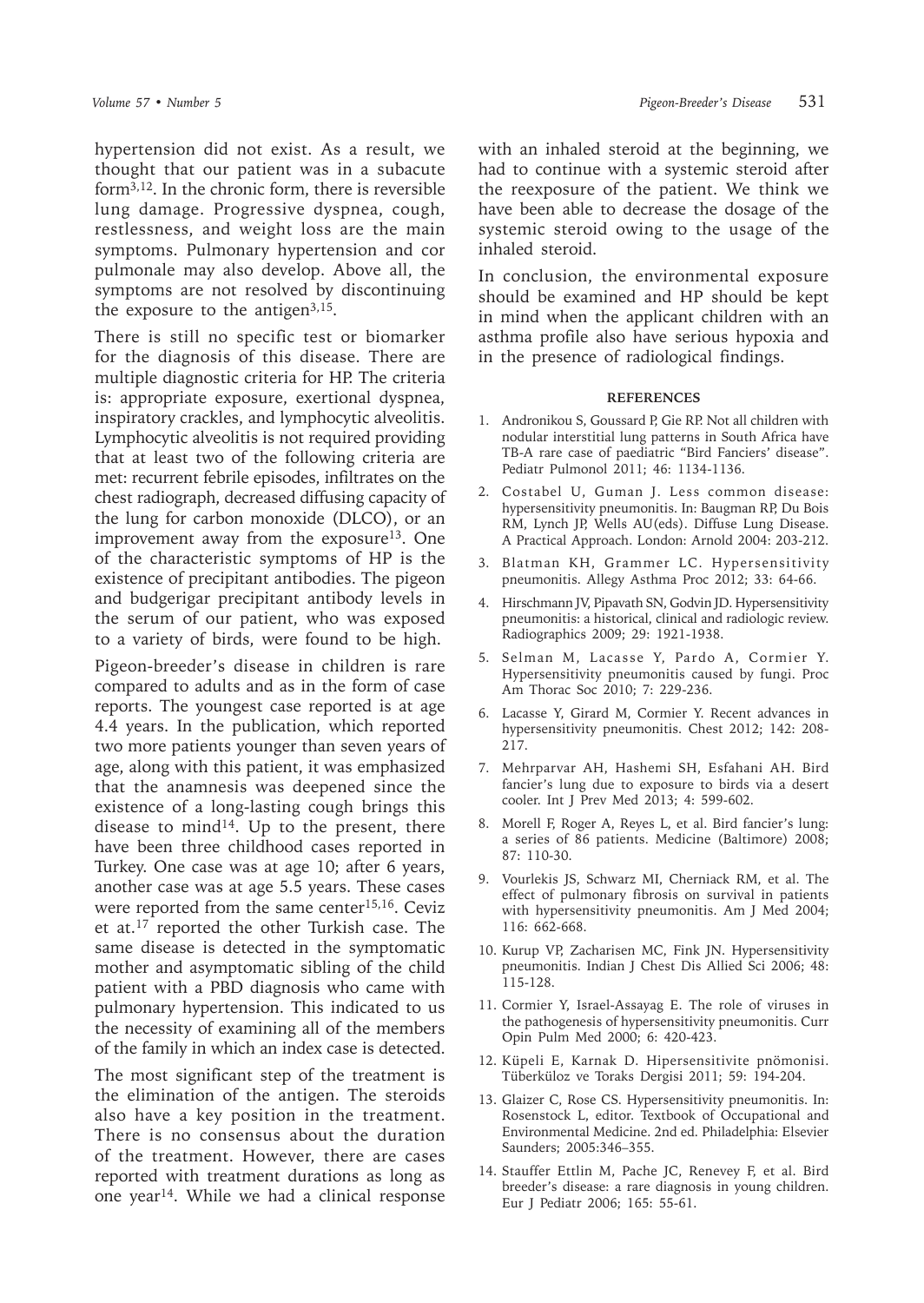hypertension did not exist. As a result, we thought that our patient was in a subacute form[3,12]. In the chronic form, there is reversible lung damage. Progressive dyspnea, cough, restlessness, and weight loss are the main symptoms. Pulmonary hypertension and cor pulmonale may also develop. Above all, the symptoms are not resolved by discontinuing the exposure to the antigen[3,15].

There is still no specific test or biomarker for the diagnosis of this disease. There are multiple diagnostic criteria for HP. The criteria is: appropriate exposure, exertional dyspnea, inspiratory crackles, and lymphocytic alveolitis. Lymphocytic alveolitis is not required providing that at least two of the following criteria are met: recurrent febrile episodes, infiltrates on the chest radiograph, decreased diffusing capacity of the lung for carbon monoxide (DLCO), or an improvement away from the exposure[13]. One of the characteristic symptoms of HP is the existence of precipitant antibodies. The pigeon and budgerigar precipitant antibody levels in the serum of our patient, who was exposed to a variety of birds, were found to be high.

Pigeon-breeder's disease in children is rare compared to adults and as in the form of case reports. The youngest case reported is at age 4.4 years. In the publication, which reported two more patients younger than seven years of age, along with this patient, it was emphasized that the anamnesis was deepened since the existence of a long-lasting cough brings this disease to mind[14]. Up to the present, there have been three childhood cases reported in Turkey. One case was at age 10; after 6 years, another case was at age 5.5 years. These cases were reported from the same center[15,16]. Ceviz et at.[17] reported the other Turkish case. The same disease is detected in the symptomatic mother and asymptomatic sibling of the child patient with a PBD diagnosis who came with pulmonary hypertension. This indicated to us the necessity of examining all of the members of the family in which an index case is detected.

The most significant step of the treatment is the elimination of the antigen. The steroids also have a key position in the treatment. There is no consensus about the duration of the treatment. However, there are cases reported with treatment durations as long as one year[14]. While we had a clinical response with an inhaled steroid at the beginning, we had to continue with a systemic steroid after the reexposure of the patient. We think we have been able to decrease the dosage of the systemic steroid owing to the usage of the inhaled steroid.

In conclusion, the environmental exposure should be examined and HP should be kept in mind when the applicant children with an asthma profile also have serious hypoxia and in the presence of radiological findings.

## REFERENCES

1. Andronikou S, Goussard P, Gie RP. Not all children with nodular interstitial lung patterns in South Africa have TB-A rare case of paediatric "Bird Fanciers' disease". Pediatr Pulmonol 2011; 46: 1134-1136.
2. Costabel U, Guman J. Less common disease: hypersensitivity pneumonitis. In: Baugman RP, Du Bois RM, Lynch JP, Wells AU(eds). Diffuse Lung Disease. A Practical Approach. London: Arnold 2004: 203-212.
3. Blatman KH, Grammer LC. Hypersensitivity pneumonitis. Allegy Asthma Proc 2012; 33: 64-66.
4. Hirschmann JV, Pipavath SN, Godvin JD. Hypersensitivity pneumonitis: a historical, clinical and radiologic review. Radiographics 2009; 29: 1921-1938.
5. Selman M, Lacasse Y, Pardo A, Cormier Y. Hypersensitivity pneumonitis caused by fungi. Proc Am Thorac Soc 2010; 7: 229-236.
6. Lacasse Y, Girard M, Cormier Y. Recent advances in hypersensitivity pneumonitis. Chest 2012; 142: 208-217.
7. Mehrparvar AH, Hashemi SH, Esfahani AH. Bird fancier's lung due to exposure to birds via a desert cooler. Int J Prev Med 2013; 4: 599-602.
8. Morell F, Roger A, Reyes L, et al. Bird fancier's lung: a series of 86 patients. Medicine (Baltimore) 2008; 87: 110-30.
9. Vourlekis JS, Schwarz MI, Cherniack RM, et al. The effect of pulmonary fibrosis on survival in patients with hypersensitivity pneumonitis. Am J Med 2004; 116: 662-668.
10. Kurup VP, Zacharisen MC, Fink JN. Hypersensitivity pneumonitis. Indian J Chest Dis Allied Sci 2006; 48: 115-128.
11. Cormier Y, Israel-Assayag E. The role of viruses in the pathogenesis of hypersensitivity pneumonitis. Curr Opin Pulm Med 2000; 6: 420-423.
12. Küpeli E, Karnak D. Hipersensitivite pnömonisi. Tüberküloz ve Toraks Dergisi 2011; 59: 194-204.
13. Glaizer C, Rose CS. Hypersensitivity pneumonitis. In: Rosenstock L, editor. Textbook of Occupational and Environmental Medicine. 2nd ed. Philadelphia: Elsevier Saunders; 2005:346–355.
14. Stauffer Ettlin M, Pache JC, Renevey F, et al. Bird breeder's disease: a rare diagnosis in young children. Eur J Pediatr 2006; 165: 55-61.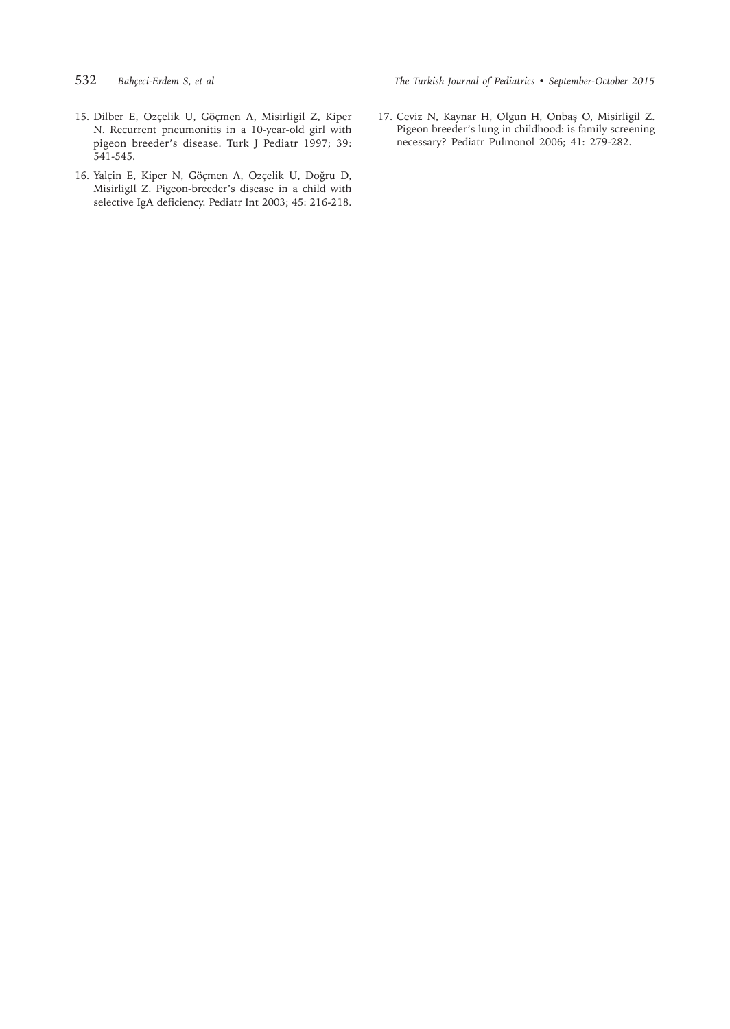15. Dilber E, Ozçelik U, Göçmen A, Misirligil Z, Kiper N. Recurrent pneumonitis in a 10-year-old girl with pigeon breeder's disease. Turk J Pediatr 1997; 39: 541-545.
16. Yalçin E, Kiper N, Göçmen A, Ozçelik U, Doğru D, MisirligIl Z. Pigeon-breeder's disease in a child with selective IgA deficiency. Pediatr Int 2003; 45: 216-218.
17. Ceviz N, Kaynar H, Olgun H, Onbaş O, Misirligil Z. Pigeon breeder's lung in childhood: is family screening necessary? Pediatr Pulmonol 2006; 41: 279-282.